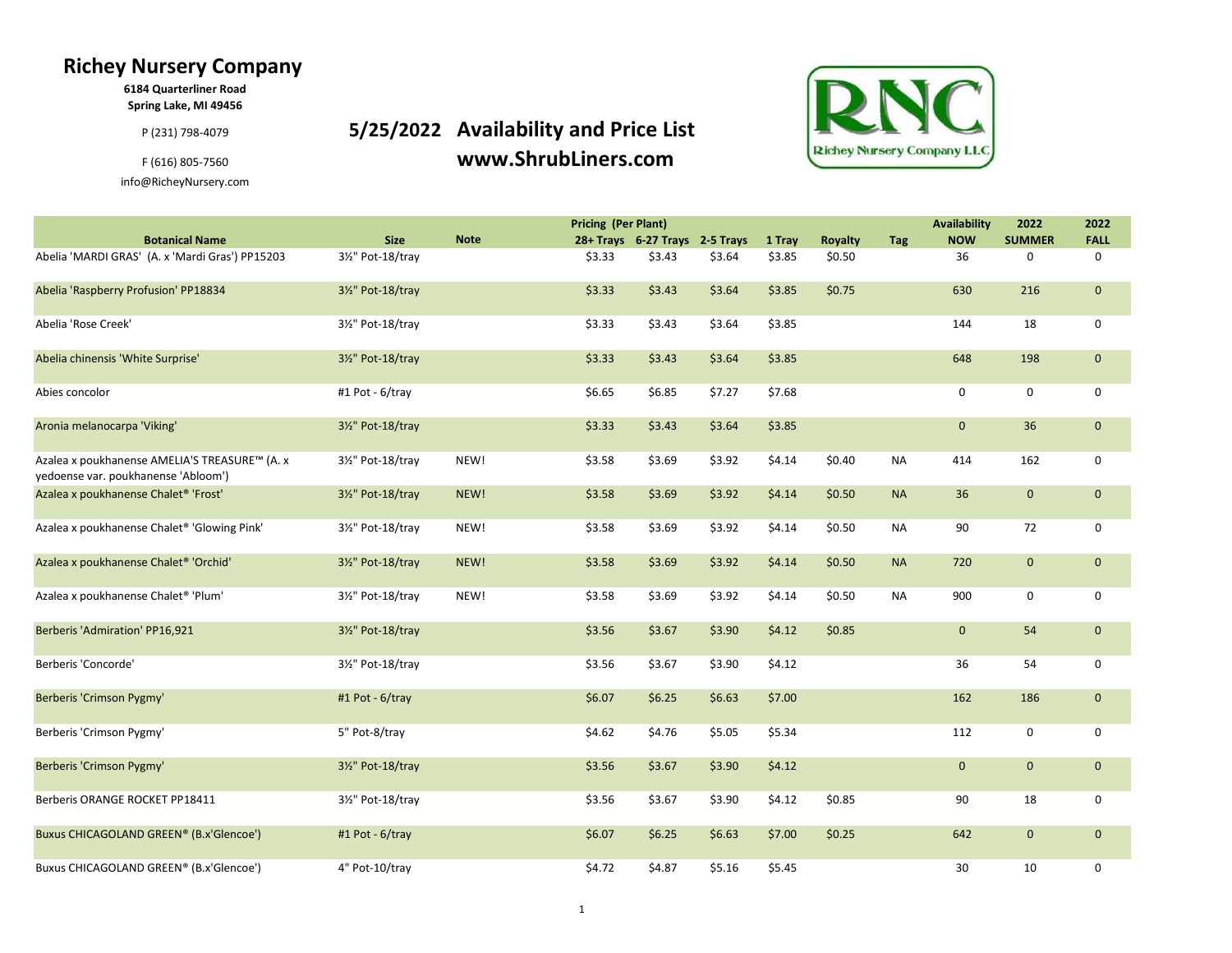# Richey Nursery Company

**6184 Quarterliner Road**
**Spring Lake, MI 49456**

P (231) 798-4079

F (616) 805-7560

info@RicheyNursery.com

## 5/25/2022 Availability and Price List
## www.ShrubLiners.com

| Botanical Name | Size | Note | Pricing (Per Plant) 28+ Trays | 6-27 Trays | 2-5 Trays | 1 Tray | Royalty | Tag | Availability NOW | 2022 SUMMER | 2022 FALL |
|---|---|---|---|---|---|---|---|---|---|---|---|
| Abelia 'MARDI GRAS' (A. x 'Mardi Gras') PP15203 | 3½" Pot-18/tray | | $3.33 | $3.43 | $3.64 | $3.85 | $0.50 | | 36 | 0 | 0 |
| Abelia 'Raspberry Profusion' PP18834 | 3½" Pot-18/tray | | $3.33 | $3.43 | $3.64 | $3.85 | $0.75 | | 630 | 216 | 0 |
| Abelia 'Rose Creek' | 3½" Pot-18/tray | | $3.33 | $3.43 | $3.64 | $3.85 | | | 144 | 18 | 0 |
| Abelia chinensis 'White Surprise' | 3½" Pot-18/tray | | $3.33 | $3.43 | $3.64 | $3.85 | | | 648 | 198 | 0 |
| Abies concolor | #1 Pot - 6/tray | | $6.65 | $6.85 | $7.27 | $7.68 | | | 0 | 0 | 0 |
| Aronia melanocarpa 'Viking' | 3½" Pot-18/tray | | $3.33 | $3.43 | $3.64 | $3.85 | | | 0 | 36 | 0 |
| Azalea x poukhanense AMELIA'S TREASURE™ (A. x yedoense var. poukhanense 'Abloom') | 3½" Pot-18/tray | NEW! | $3.58 | $3.69 | $3.92 | $4.14 | $0.40 | NA | 414 | 162 | 0 |
| Azalea x poukhanense Chalet® 'Frost' | 3½" Pot-18/tray | NEW! | $3.58 | $3.69 | $3.92 | $4.14 | $0.50 | NA | 36 | 0 | 0 |
| Azalea x poukhanense Chalet® 'Glowing Pink' | 3½" Pot-18/tray | NEW! | $3.58 | $3.69 | $3.92 | $4.14 | $0.50 | NA | 90 | 72 | 0 |
| Azalea x poukhanense Chalet® 'Orchid' | 3½" Pot-18/tray | NEW! | $3.58 | $3.69 | $3.92 | $4.14 | $0.50 | NA | 720 | 0 | 0 |
| Azalea x poukhanense Chalet® 'Plum' | 3½" Pot-18/tray | NEW! | $3.58 | $3.69 | $3.92 | $4.14 | $0.50 | NA | 900 | 0 | 0 |
| Berberis 'Admiration' PP16,921 | 3½" Pot-18/tray | | $3.56 | $3.67 | $3.90 | $4.12 | $0.85 | | 0 | 54 | 0 |
| Berberis 'Concorde' | 3½" Pot-18/tray | | $3.56 | $3.67 | $3.90 | $4.12 | | | 36 | 54 | 0 |
| Berberis 'Crimson Pygmy' | #1 Pot - 6/tray | | $6.07 | $6.25 | $6.63 | $7.00 | | | 162 | 186 | 0 |
| Berberis 'Crimson Pygmy' | 5" Pot-8/tray | | $4.62 | $4.76 | $5.05 | $5.34 | | | 112 | 0 | 0 |
| Berberis 'Crimson Pygmy' | 3½" Pot-18/tray | | $3.56 | $3.67 | $3.90 | $4.12 | | | 0 | 0 | 0 |
| Berberis ORANGE ROCKET PP18411 | 3½" Pot-18/tray | | $3.56 | $3.67 | $3.90 | $4.12 | $0.85 | | 90 | 18 | 0 |
| Buxus CHICAGOLAND GREEN® (B.x'Glencoe') | #1 Pot - 6/tray | | $6.07 | $6.25 | $6.63 | $7.00 | $0.25 | | 642 | 0 | 0 |
| Buxus CHICAGOLAND GREEN® (B.x'Glencoe') | 4" Pot-10/tray | | $4.72 | $4.87 | $5.16 | $5.45 | | | 30 | 10 | 0 |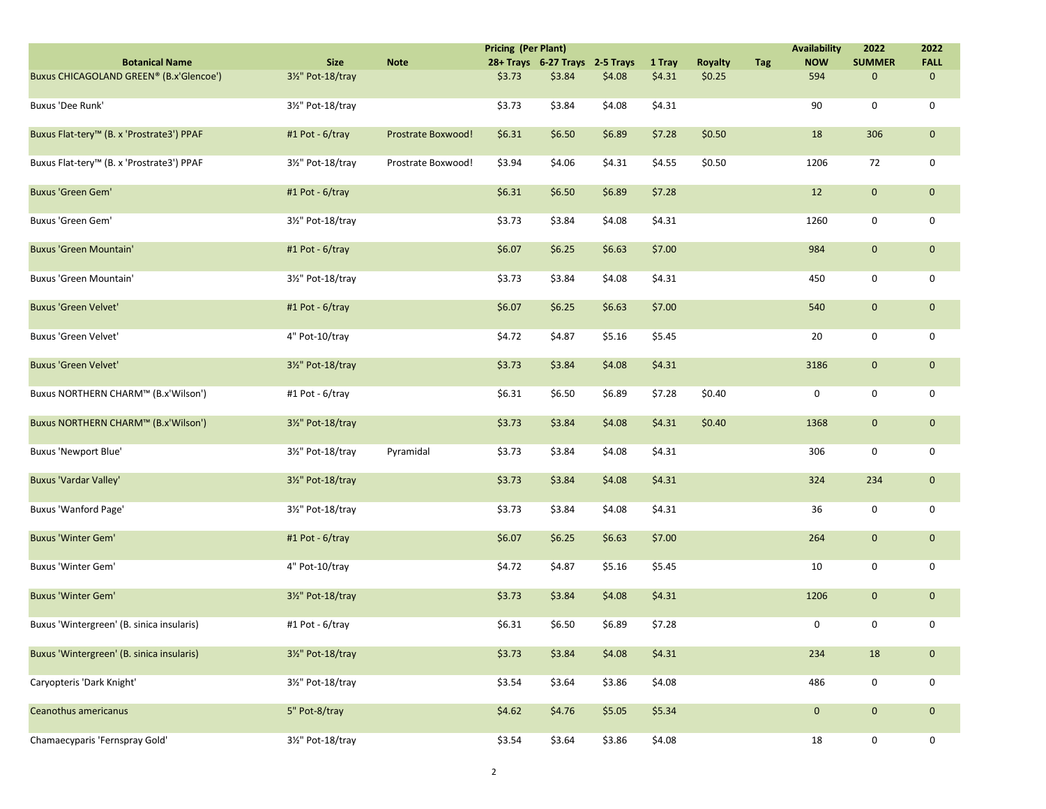| Botanical Name | Size | Note | Pricing (Per Plant) 28+ Trays | 6-27 Trays | 2-5 Trays | 1 Tray | Royalty | Tag | Availability NOW | 2022 SUMMER | 2022 FALL |
|---|---|---|---|---|---|---|---|---|---|---|---|
| Buxus CHICAGOLAND GREEN® (B.x'Glencoe') | 3½" Pot-18/tray | | $3.73 | $3.84 | $4.08 | $4.31 | $0.25 | | 594 | 0 | 0 |
| Buxus 'Dee Runk' | 3½" Pot-18/tray | | $3.73 | $3.84 | $4.08 | $4.31 | | | 90 | 0 | 0 |
| Buxus Flat-tery™ (B. x 'Prostrate3') PPAF | #1 Pot - 6/tray | Prostrate Boxwood! | $6.31 | $6.50 | $6.89 | $7.28 | $0.50 | | 18 | 306 | 0 |
| Buxus Flat-tery™ (B. x 'Prostrate3') PPAF | 3½" Pot-18/tray | Prostrate Boxwood! | $3.94 | $4.06 | $4.31 | $4.55 | $0.50 | | 1206 | 72 | 0 |
| Buxus 'Green Gem' | #1 Pot - 6/tray | | $6.31 | $6.50 | $6.89 | $7.28 | | | 12 | 0 | 0 |
| Buxus 'Green Gem' | 3½" Pot-18/tray | | $3.73 | $3.84 | $4.08 | $4.31 | | | 1260 | 0 | 0 |
| Buxus 'Green Mountain' | #1 Pot - 6/tray | | $6.07 | $6.25 | $6.63 | $7.00 | | | 984 | 0 | 0 |
| Buxus 'Green Mountain' | 3½" Pot-18/tray | | $3.73 | $3.84 | $4.08 | $4.31 | | | 450 | 0 | 0 |
| Buxus 'Green Velvet' | #1 Pot - 6/tray | | $6.07 | $6.25 | $6.63 | $7.00 | | | 540 | 0 | 0 |
| Buxus 'Green Velvet' | 4" Pot-10/tray | | $4.72 | $4.87 | $5.16 | $5.45 | | | 20 | 0 | 0 |
| Buxus 'Green Velvet' | 3½" Pot-18/tray | | $3.73 | $3.84 | $4.08 | $4.31 | | | 3186 | 0 | 0 |
| Buxus NORTHERN CHARM™ (B.x'Wilson') | #1 Pot - 6/tray | | $6.31 | $6.50 | $6.89 | $7.28 | $0.40 | | 0 | 0 | 0 |
| Buxus NORTHERN CHARM™ (B.x'Wilson') | 3½" Pot-18/tray | | $3.73 | $3.84 | $4.08 | $4.31 | $0.40 | | 1368 | 0 | 0 |
| Buxus 'Newport Blue' | 3½" Pot-18/tray | Pyramidal | $3.73 | $3.84 | $4.08 | $4.31 | | | 306 | 0 | 0 |
| Buxus 'Vardar Valley' | 3½" Pot-18/tray | | $3.73 | $3.84 | $4.08 | $4.31 | | | 324 | 234 | 0 |
| Buxus 'Wanford Page' | 3½" Pot-18/tray | | $3.73 | $3.84 | $4.08 | $4.31 | | | 36 | 0 | 0 |
| Buxus 'Winter Gem' | #1 Pot - 6/tray | | $6.07 | $6.25 | $6.63 | $7.00 | | | 264 | 0 | 0 |
| Buxus 'Winter Gem' | 4" Pot-10/tray | | $4.72 | $4.87 | $5.16 | $5.45 | | | 10 | 0 | 0 |
| Buxus 'Winter Gem' | 3½" Pot-18/tray | | $3.73 | $3.84 | $4.08 | $4.31 | | | 1206 | 0 | 0 |
| Buxus 'Wintergreen' (B. sinica insularis) | #1 Pot - 6/tray | | $6.31 | $6.50 | $6.89 | $7.28 | | | 0 | 0 | 0 |
| Buxus 'Wintergreen' (B. sinica insularis) | 3½" Pot-18/tray | | $3.73 | $3.84 | $4.08 | $4.31 | | | 234 | 18 | 0 |
| Caryopteris 'Dark Knight' | 3½" Pot-18/tray | | $3.54 | $3.64 | $3.86 | $4.08 | | | 486 | 0 | 0 |
| Ceanothus americanus | 5" Pot-8/tray | | $4.62 | $4.76 | $5.05 | $5.34 | | | 0 | 0 | 0 |
| Chamaecyparis 'Fernspray Gold' | 3½" Pot-18/tray | | $3.54 | $3.64 | $3.86 | $4.08 | | | 18 | 0 | 0 |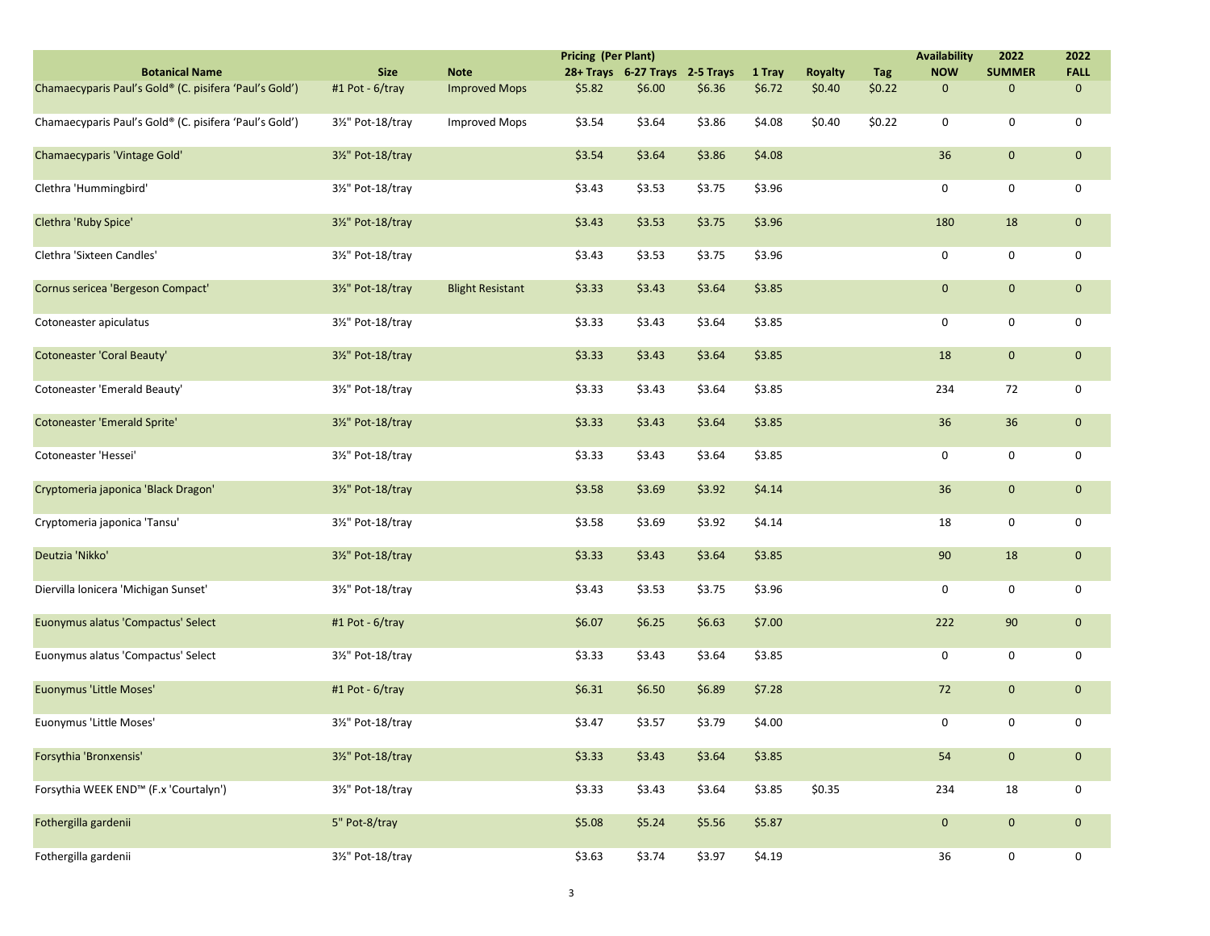| Botanical Name | Size | Note | Pricing (Per Plant) 28+ Trays | 6-27 Trays | 2-5 Trays | 1 Tray | Royalty | Tag | Availability NOW | 2022 SUMMER | 2022 FALL |
|---|---|---|---|---|---|---|---|---|---|---|---|
| Chamaecyparis Paul's Gold® (C. pisifera 'Paul's Gold') | #1 Pot - 6/tray | Improved Mops | $5.82 | $6.00 | $6.36 | $6.72 | $0.40 | $0.22 | 0 | 0 | 0 |
| Chamaecyparis Paul's Gold® (C. pisifera 'Paul's Gold') | 3½" Pot-18/tray | Improved Mops | $3.54 | $3.64 | $3.86 | $4.08 | $0.40 | $0.22 | 0 | 0 | 0 |
| Chamaecyparis 'Vintage Gold' | 3½" Pot-18/tray | | $3.54 | $3.64 | $3.86 | $4.08 | | | 36 | 0 | 0 |
| Clethra 'Hummingbird' | 3½" Pot-18/tray | | $3.43 | $3.53 | $3.75 | $3.96 | | | 0 | 0 | 0 |
| Clethra 'Ruby Spice' | 3½" Pot-18/tray | | $3.43 | $3.53 | $3.75 | $3.96 | | | 180 | 18 | 0 |
| Clethra 'Sixteen Candles' | 3½" Pot-18/tray | | $3.43 | $3.53 | $3.75 | $3.96 | | | 0 | 0 | 0 |
| Cornus sericea 'Bergeson Compact' | 3½" Pot-18/tray | Blight Resistant | $3.33 | $3.43 | $3.64 | $3.85 | | | 0 | 0 | 0 |
| Cotoneaster apiculatus | 3½" Pot-18/tray | | $3.33 | $3.43 | $3.64 | $3.85 | | | 0 | 0 | 0 |
| Cotoneaster 'Coral Beauty' | 3½" Pot-18/tray | | $3.33 | $3.43 | $3.64 | $3.85 | | | 18 | 0 | 0 |
| Cotoneaster 'Emerald Beauty' | 3½" Pot-18/tray | | $3.33 | $3.43 | $3.64 | $3.85 | | | 234 | 72 | 0 |
| Cotoneaster 'Emerald Sprite' | 3½" Pot-18/tray | | $3.33 | $3.43 | $3.64 | $3.85 | | | 36 | 36 | 0 |
| Cotoneaster 'Hessei' | 3½" Pot-18/tray | | $3.33 | $3.43 | $3.64 | $3.85 | | | 0 | 0 | 0 |
| Cryptomeria japonica 'Black Dragon' | 3½" Pot-18/tray | | $3.58 | $3.69 | $3.92 | $4.14 | | | 36 | 0 | 0 |
| Cryptomeria japonica 'Tansu' | 3½" Pot-18/tray | | $3.58 | $3.69 | $3.92 | $4.14 | | | 18 | 0 | 0 |
| Deutzia 'Nikko' | 3½" Pot-18/tray | | $3.33 | $3.43 | $3.64 | $3.85 | | | 90 | 18 | 0 |
| Diervilla lonicera 'Michigan Sunset' | 3½" Pot-18/tray | | $3.43 | $3.53 | $3.75 | $3.96 | | | 0 | 0 | 0 |
| Euonymus alatus 'Compactus' Select | #1 Pot - 6/tray | | $6.07 | $6.25 | $6.63 | $7.00 | | | 222 | 90 | 0 |
| Euonymus alatus 'Compactus' Select | 3½" Pot-18/tray | | $3.33 | $3.43 | $3.64 | $3.85 | | | 0 | 0 | 0 |
| Euonymus 'Little Moses' | #1 Pot - 6/tray | | $6.31 | $6.50 | $6.89 | $7.28 | | | 72 | 0 | 0 |
| Euonymus 'Little Moses' | 3½" Pot-18/tray | | $3.47 | $3.57 | $3.79 | $4.00 | | | 0 | 0 | 0 |
| Forsythia 'Bronxensis' | 3½" Pot-18/tray | | $3.33 | $3.43 | $3.64 | $3.85 | | | 54 | 0 | 0 |
| Forsythia WEEK END™ (F.x 'Courtalyn') | 3½" Pot-18/tray | | $3.33 | $3.43 | $3.64 | $3.85 | $0.35 | | 234 | 18 | 0 |
| Fothergilla gardenii | 5" Pot-8/tray | | $5.08 | $5.24 | $5.56 | $5.87 | | | 0 | 0 | 0 |
| Fothergilla gardenii | 3½" Pot-18/tray | | $3.63 | $3.74 | $3.97 | $4.19 | | | 36 | 0 | 0 |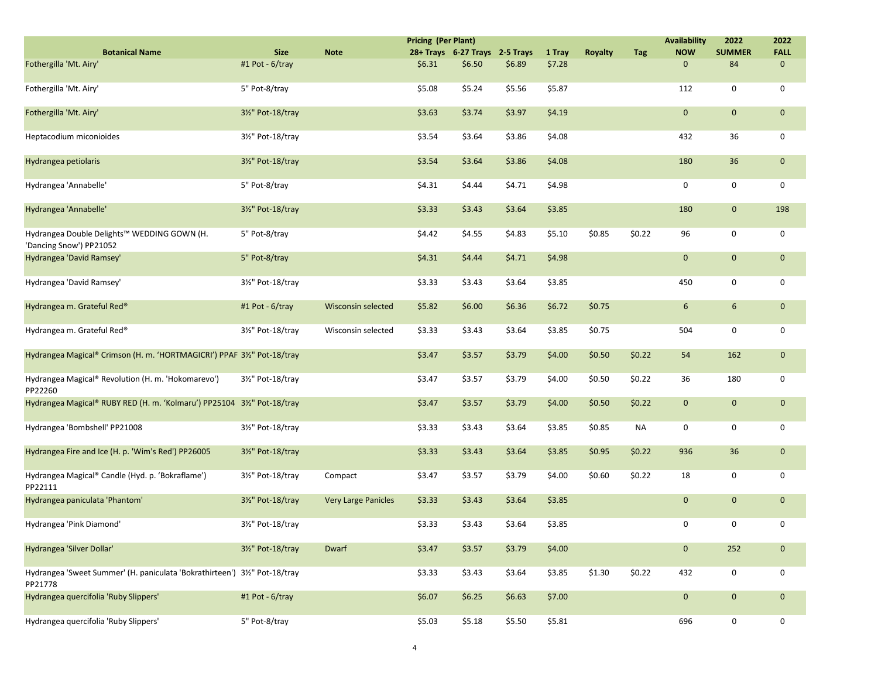| Botanical Name | Size | Note | Pricing (Per Plant) | | | | Royalty | Tag | Availability | 2022 | 2022 |
|---|---|---|---|---|---|---|---|---|---|---|---|
| | | | 28+ Trays | 6-27 Trays | 2-5 Trays | 1 Tray | | | NOW | SUMMER | FALL |
| Fothergilla 'Mt. Airy' | #1 Pot - 6/tray | | $6.31 | $6.50 | $6.89 | $7.28 | | | 0 | 84 | 0 |
| Fothergilla 'Mt. Airy' | 5" Pot-8/tray | | $5.08 | $5.24 | $5.56 | $5.87 | | | 112 | 0 | 0 |
| Fothergilla 'Mt. Airy' | 3½" Pot-18/tray | | $3.63 | $3.74 | $3.97 | $4.19 | | | 0 | 0 | 0 |
| Heptacodium miconioides | 3½" Pot-18/tray | | $3.54 | $3.64 | $3.86 | $4.08 | | | 432 | 36 | 0 |
| Hydrangea petiolaris | 3½" Pot-18/tray | | $3.54 | $3.64 | $3.86 | $4.08 | | | 180 | 36 | 0 |
| Hydrangea 'Annabelle' | 5" Pot-8/tray | | $4.31 | $4.44 | $4.71 | $4.98 | | | 0 | 0 | 0 |
| Hydrangea 'Annabelle' | 3½" Pot-18/tray | | $3.33 | $3.43 | $3.64 | $3.85 | | | 180 | 0 | 198 |
| Hydrangea Double Delights™ WEDDING GOWN (H. 'Dancing Snow') PP21052 | 5" Pot-8/tray | | $4.42 | $4.55 | $4.83 | $5.10 | $0.85 | $0.22 | 96 | 0 | 0 |
| Hydrangea 'David Ramsey' | 5" Pot-8/tray | | $4.31 | $4.44 | $4.71 | $4.98 | | | 0 | 0 | 0 |
| Hydrangea 'David Ramsey' | 3½" Pot-18/tray | | $3.33 | $3.43 | $3.64 | $3.85 | | | 450 | 0 | 0 |
| Hydrangea m. Grateful Red® | #1 Pot - 6/tray | Wisconsin selected | $5.82 | $6.00 | $6.36 | $6.72 | $0.75 | | 6 | 6 | 0 |
| Hydrangea m. Grateful Red® | 3½" Pot-18/tray | Wisconsin selected | $3.33 | $3.43 | $3.64 | $3.85 | $0.75 | | 504 | 0 | 0 |
| Hydrangea Magical® Crimson (H. m. 'HORTMAGICRI') PPAF | 3½" Pot-18/tray | | $3.47 | $3.57 | $3.79 | $4.00 | $0.50 | $0.22 | 54 | 162 | 0 |
| Hydrangea Magical® Revolution (H. m. 'Hokomarevo') PP22260 | 3½" Pot-18/tray | | $3.47 | $3.57 | $3.79 | $4.00 | $0.50 | $0.22 | 36 | 180 | 0 |
| Hydrangea Magical® RUBY RED (H. m. 'Kolmaru') PP25104 | 3½" Pot-18/tray | | $3.47 | $3.57 | $3.79 | $4.00 | $0.50 | $0.22 | 0 | 0 | 0 |
| Hydrangea 'Bombshell' PP21008 | 3½" Pot-18/tray | | $3.33 | $3.43 | $3.64 | $3.85 | $0.85 | NA | 0 | 0 | 0 |
| Hydrangea Fire and Ice (H. p. 'Wim's Red') PP26005 | 3½" Pot-18/tray | | $3.33 | $3.43 | $3.64 | $3.85 | $0.95 | $0.22 | 936 | 36 | 0 |
| Hydrangea Magical® Candle (Hyd. p. 'Bokraflame') PP22111 | 3½" Pot-18/tray | Compact | $3.47 | $3.57 | $3.79 | $4.00 | $0.60 | $0.22 | 18 | 0 | 0 |
| Hydrangea paniculata 'Phantom' | 3½" Pot-18/tray | Very Large Panicles | $3.33 | $3.43 | $3.64 | $3.85 | | | 0 | 0 | 0 |
| Hydrangea 'Pink Diamond' | 3½" Pot-18/tray | | $3.33 | $3.43 | $3.64 | $3.85 | | | 0 | 0 | 0 |
| Hydrangea 'Silver Dollar' | 3½" Pot-18/tray | Dwarf | $3.47 | $3.57 | $3.79 | $4.00 | | | 0 | 252 | 0 |
| Hydrangea 'Sweet Summer' (H. paniculata 'Bokrathirteen') PP21778 | 3½" Pot-18/tray | | $3.33 | $3.43 | $3.64 | $3.85 | $1.30 | $0.22 | 432 | 0 | 0 |
| Hydrangea quercifolia 'Ruby Slippers' | #1 Pot - 6/tray | | $6.07 | $6.25 | $6.63 | $7.00 | | | 0 | 0 | 0 |
| Hydrangea quercifolia 'Ruby Slippers' | 5" Pot-8/tray | | $5.03 | $5.18 | $5.50 | $5.81 | | | 696 | 0 | 0 |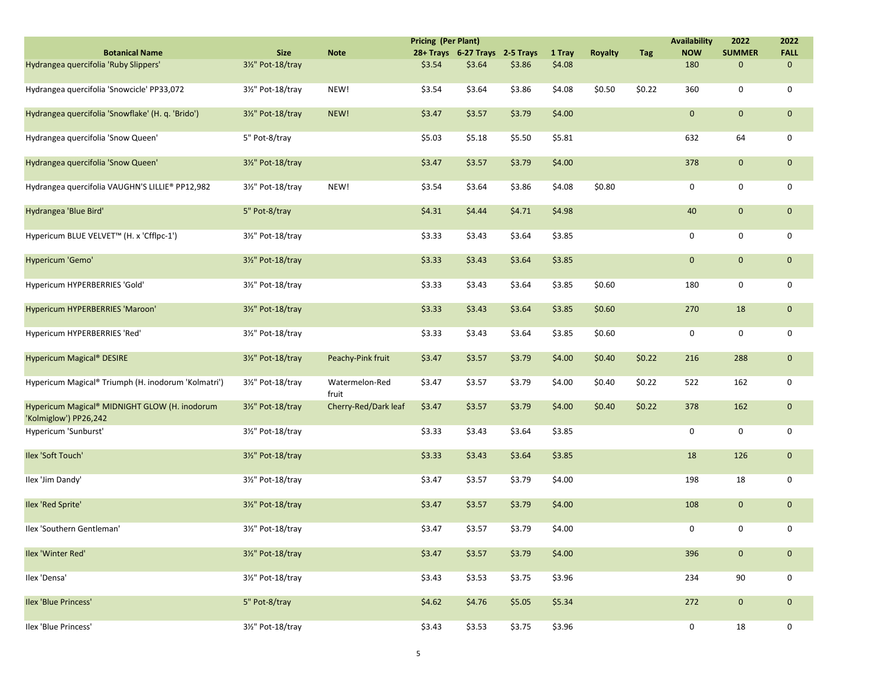| Botanical Name | Size | Note | Pricing (Per Plant) 28+ Trays | 6-27 Trays | 2-5 Trays | 1 Tray | Royalty | Tag | Availability NOW | 2022 SUMMER | 2022 FALL |
|---|---|---|---|---|---|---|---|---|---|---|---|
| Hydrangea quercifolia 'Ruby Slippers' | 3½" Pot-18/tray | | $3.54 | $3.64 | $3.86 | $4.08 | | | 180 | 0 | 0 |
| Hydrangea quercifolia 'Snowcicle' PP33,072 | 3½" Pot-18/tray | NEW! | $3.54 | $3.64 | $3.86 | $4.08 | $0.50 | $0.22 | 360 | 0 | 0 |
| Hydrangea quercifolia 'Snowflake' (H. q. 'Brido') | 3½" Pot-18/tray | NEW! | $3.47 | $3.57 | $3.79 | $4.00 | | | 0 | 0 | 0 |
| Hydrangea quercifolia 'Snow Queen' | 5" Pot-8/tray | | $5.03 | $5.18 | $5.50 | $5.81 | | | 632 | 64 | 0 |
| Hydrangea quercifolia 'Snow Queen' | 3½" Pot-18/tray | | $3.47 | $3.57 | $3.79 | $4.00 | | | 378 | 0 | 0 |
| Hydrangea quercifolia VAUGHN'S LILLIE® PP12,982 | 3½" Pot-18/tray | NEW! | $3.54 | $3.64 | $3.86 | $4.08 | $0.80 | | 0 | 0 | 0 |
| Hydrangea 'Blue Bird' | 5" Pot-8/tray | | $4.31 | $4.44 | $4.71 | $4.98 | | | 40 | 0 | 0 |
| Hypericum BLUE VELVET™ (H. x 'Cfflpc-1') | 3½" Pot-18/tray | | $3.33 | $3.43 | $3.64 | $3.85 | | | 0 | 0 | 0 |
| Hypericum 'Gemo' | 3½" Pot-18/tray | | $3.33 | $3.43 | $3.64 | $3.85 | | | 0 | 0 | 0 |
| Hypericum HYPERBERRIES 'Gold' | 3½" Pot-18/tray | | $3.33 | $3.43 | $3.64 | $3.85 | $0.60 | | 180 | 0 | 0 |
| Hypericum HYPERBERRIES 'Maroon' | 3½" Pot-18/tray | | $3.33 | $3.43 | $3.64 | $3.85 | $0.60 | | 270 | 18 | 0 |
| Hypericum HYPERBERRIES 'Red' | 3½" Pot-18/tray | | $3.33 | $3.43 | $3.64 | $3.85 | $0.60 | | 0 | 0 | 0 |
| Hypericum Magical® DESIRE | 3½" Pot-18/tray | Peachy-Pink fruit | $3.47 | $3.57 | $3.79 | $4.00 | $0.40 | $0.22 | 216 | 288 | 0 |
| Hypericum Magical® Triumph (H. inodorum 'Kolmatri') | 3½" Pot-18/tray | Watermelon-Red fruit | $3.47 | $3.57 | $3.79 | $4.00 | $0.40 | $0.22 | 522 | 162 | 0 |
| Hypericum Magical® MIDNIGHT GLOW (H. inodorum 'Kolmiglow') PP26,242 | 3½" Pot-18/tray | Cherry-Red/Dark leaf | $3.47 | $3.57 | $3.79 | $4.00 | $0.40 | $0.22 | 378 | 162 | 0 |
| Hypericum 'Sunburst' | 3½" Pot-18/tray | | $3.33 | $3.43 | $3.64 | $3.85 | | | 0 | 0 | 0 |
| Ilex 'Soft Touch' | 3½" Pot-18/tray | | $3.33 | $3.43 | $3.64 | $3.85 | | | 18 | 126 | 0 |
| Ilex 'Jim Dandy' | 3½" Pot-18/tray | | $3.47 | $3.57 | $3.79 | $4.00 | | | 198 | 18 | 0 |
| Ilex 'Red Sprite' | 3½" Pot-18/tray | | $3.47 | $3.57 | $3.79 | $4.00 | | | 108 | 0 | 0 |
| Ilex 'Southern Gentleman' | 3½" Pot-18/tray | | $3.47 | $3.57 | $3.79 | $4.00 | | | 0 | 0 | 0 |
| Ilex 'Winter Red' | 3½" Pot-18/tray | | $3.47 | $3.57 | $3.79 | $4.00 | | | 396 | 0 | 0 |
| Ilex 'Densa' | 3½" Pot-18/tray | | $3.43 | $3.53 | $3.75 | $3.96 | | | 234 | 90 | 0 |
| Ilex 'Blue Princess' | 5" Pot-8/tray | | $4.62 | $4.76 | $5.05 | $5.34 | | | 272 | 0 | 0 |
| Ilex 'Blue Princess' | 3½" Pot-18/tray | | $3.43 | $3.53 | $3.75 | $3.96 | | | 0 | 18 | 0 |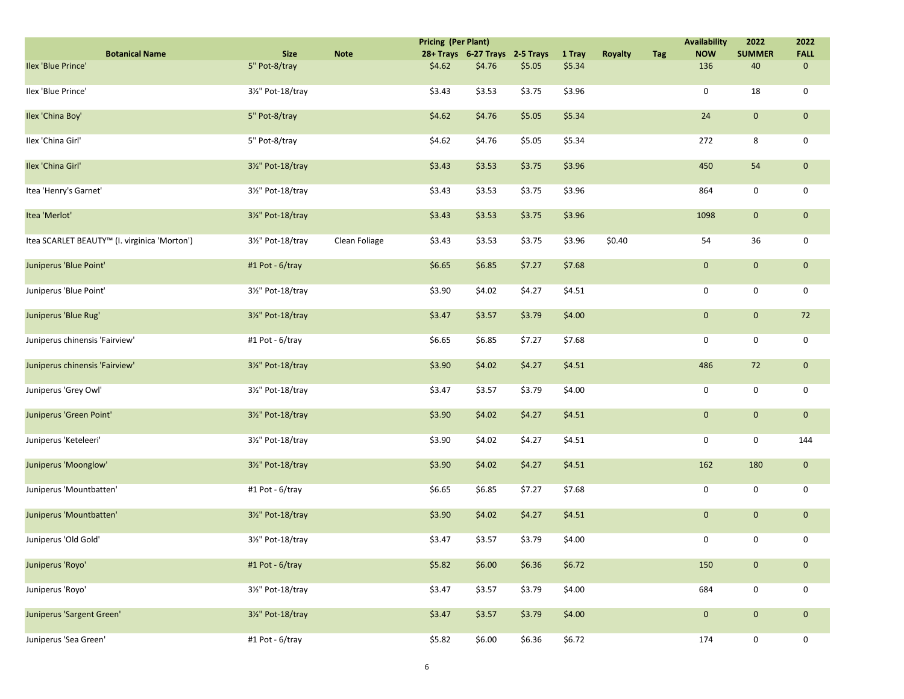| Botanical Name | Size | Note | Pricing (Per Plant) 28+ Trays | 6-27 Trays | 2-5 Trays | 1 Tray | Royalty | Tag | Availability NOW | 2022 SUMMER | 2022 FALL |
|---|---|---|---|---|---|---|---|---|---|---|---|
| Ilex 'Blue Prince' | 5" Pot-8/tray | | $4.62 | $4.76 | $5.05 | $5.34 | | | 136 | 40 | 0 |
| Ilex 'Blue Prince' | 3½" Pot-18/tray | | $3.43 | $3.53 | $3.75 | $3.96 | | | 0 | 18 | 0 |
| Ilex 'China Boy' | 5" Pot-8/tray | | $4.62 | $4.76 | $5.05 | $5.34 | | | 24 | 0 | 0 |
| Ilex 'China Girl' | 5" Pot-8/tray | | $4.62 | $4.76 | $5.05 | $5.34 | | | 272 | 8 | 0 |
| Ilex 'China Girl' | 3½" Pot-18/tray | | $3.43 | $3.53 | $3.75 | $3.96 | | | 450 | 54 | 0 |
| Itea 'Henry's Garnet' | 3½" Pot-18/tray | | $3.43 | $3.53 | $3.75 | $3.96 | | | 864 | 0 | 0 |
| Itea 'Merlot' | 3½" Pot-18/tray | | $3.43 | $3.53 | $3.75 | $3.96 | | | 1098 | 0 | 0 |
| Itea SCARLET BEAUTY™ (I. virginica 'Morton') | 3½" Pot-18/tray | Clean Foliage | $3.43 | $3.53 | $3.75 | $3.96 | $0.40 | | 54 | 36 | 0 |
| Juniperus 'Blue Point' | #1 Pot - 6/tray | | $6.65 | $6.85 | $7.27 | $7.68 | | | 0 | 0 | 0 |
| Juniperus 'Blue Point' | 3½" Pot-18/tray | | $3.90 | $4.02 | $4.27 | $4.51 | | | 0 | 0 | 0 |
| Juniperus 'Blue Rug' | 3½" Pot-18/tray | | $3.47 | $3.57 | $3.79 | $4.00 | | | 0 | 0 | 72 |
| Juniperus chinensis 'Fairview' | #1 Pot - 6/tray | | $6.65 | $6.85 | $7.27 | $7.68 | | | 0 | 0 | 0 |
| Juniperus chinensis 'Fairview' | 3½" Pot-18/tray | | $3.90 | $4.02 | $4.27 | $4.51 | | | 486 | 72 | 0 |
| Juniperus 'Grey Owl' | 3½" Pot-18/tray | | $3.47 | $3.57 | $3.79 | $4.00 | | | 0 | 0 | 0 |
| Juniperus 'Green Point' | 3½" Pot-18/tray | | $3.90 | $4.02 | $4.27 | $4.51 | | | 0 | 0 | 0 |
| Juniperus 'Keteleeri' | 3½" Pot-18/tray | | $3.90 | $4.02 | $4.27 | $4.51 | | | 0 | 0 | 144 |
| Juniperus 'Moonglow' | 3½" Pot-18/tray | | $3.90 | $4.02 | $4.27 | $4.51 | | | 162 | 180 | 0 |
| Juniperus 'Mountbatten' | #1 Pot - 6/tray | | $6.65 | $6.85 | $7.27 | $7.68 | | | 0 | 0 | 0 |
| Juniperus 'Mountbatten' | 3½" Pot-18/tray | | $3.90 | $4.02 | $4.27 | $4.51 | | | 0 | 0 | 0 |
| Juniperus 'Old Gold' | 3½" Pot-18/tray | | $3.47 | $3.57 | $3.79 | $4.00 | | | 0 | 0 | 0 |
| Juniperus 'Royo' | #1 Pot - 6/tray | | $5.82 | $6.00 | $6.36 | $6.72 | | | 150 | 0 | 0 |
| Juniperus 'Royo' | 3½" Pot-18/tray | | $3.47 | $3.57 | $3.79 | $4.00 | | | 684 | 0 | 0 |
| Juniperus 'Sargent Green' | 3½" Pot-18/tray | | $3.47 | $3.57 | $3.79 | $4.00 | | | 0 | 0 | 0 |
| Juniperus 'Sea Green' | #1 Pot - 6/tray | | $5.82 | $6.00 | $6.36 | $6.72 | | | 174 | 0 | 0 |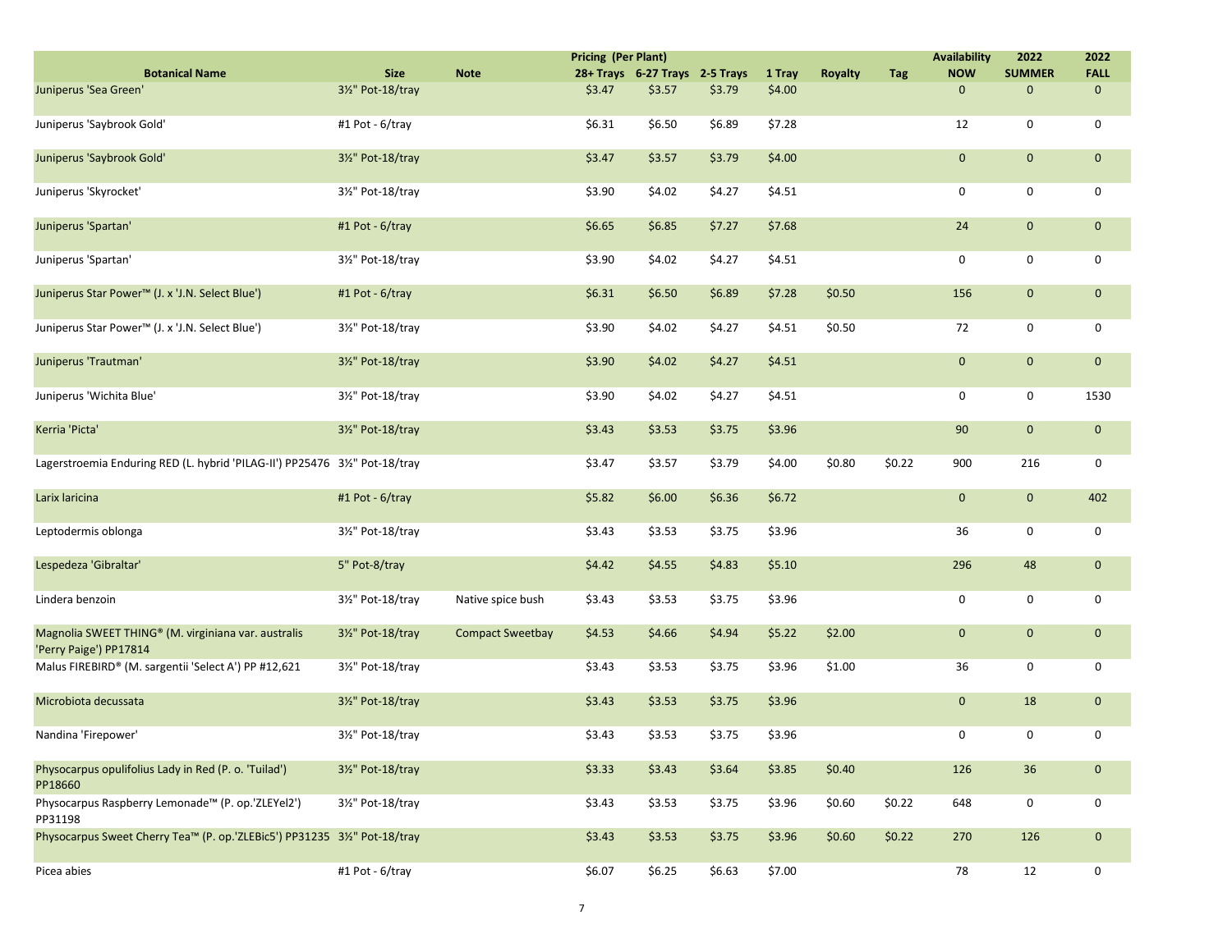| Botanical Name | Size | Note | Pricing (Per Plant) | | | | Royalty | Tag | Availability | 2022 | 2022 |
|---|---|---|---|---|---|---|---|---|---|---|---|
| | | | 28+ Trays | 6-27 Trays | 2-5 Trays | 1 Tray | | | NOW | SUMMER | FALL |
| Juniperus 'Sea Green' | 3½" Pot-18/tray | | $3.47 | $3.57 | $3.79 | $4.00 | | | 0 | 0 | 0 |
| Juniperus 'Saybrook Gold' | #1 Pot - 6/tray | | $6.31 | $6.50 | $6.89 | $7.28 | | | 12 | 0 | 0 |
| Juniperus 'Saybrook Gold' | 3½" Pot-18/tray | | $3.47 | $3.57 | $3.79 | $4.00 | | | 0 | 0 | 0 |
| Juniperus 'Skyrocket' | 3½" Pot-18/tray | | $3.90 | $4.02 | $4.27 | $4.51 | | | 0 | 0 | 0 |
| Juniperus 'Spartan' | #1 Pot - 6/tray | | $6.65 | $6.85 | $7.27 | $7.68 | | | 24 | 0 | 0 |
| Juniperus 'Spartan' | 3½" Pot-18/tray | | $3.90 | $4.02 | $4.27 | $4.51 | | | 0 | 0 | 0 |
| Juniperus Star Power™ (J. x 'J.N. Select Blue') | #1 Pot - 6/tray | | $6.31 | $6.50 | $6.89 | $7.28 | $0.50 | | 156 | 0 | 0 |
| Juniperus Star Power™ (J. x 'J.N. Select Blue') | 3½" Pot-18/tray | | $3.90 | $4.02 | $4.27 | $4.51 | $0.50 | | 72 | 0 | 0 |
| Juniperus 'Trautman' | 3½" Pot-18/tray | | $3.90 | $4.02 | $4.27 | $4.51 | | | 0 | 0 | 0 |
| Juniperus 'Wichita Blue' | 3½" Pot-18/tray | | $3.90 | $4.02 | $4.27 | $4.51 | | | 0 | 0 | 1530 |
| Kerria 'Picta' | 3½" Pot-18/tray | | $3.43 | $3.53 | $3.75 | $3.96 | | | 90 | 0 | 0 |
| Lagerstroemia Enduring RED (L. hybrid 'PILAG-II') PP25476 | 3½" Pot-18/tray | | $3.47 | $3.57 | $3.79 | $4.00 | $0.80 | $0.22 | 900 | 216 | 0 |
| Larix laricina | #1 Pot - 6/tray | | $5.82 | $6.00 | $6.36 | $6.72 | | | 0 | 0 | 402 |
| Leptodermis oblonga | 3½" Pot-18/tray | | $3.43 | $3.53 | $3.75 | $3.96 | | | 36 | 0 | 0 |
| Lespedeza 'Gibraltar' | 5" Pot-8/tray | | $4.42 | $4.55 | $4.83 | $5.10 | | | 296 | 48 | 0 |
| Lindera benzoin | 3½" Pot-18/tray | Native spice bush | $3.43 | $3.53 | $3.75 | $3.96 | | | 0 | 0 | 0 |
| Magnolia SWEET THING® (M. virginiana var. australis 'Perry Paige') PP17814 | 3½" Pot-18/tray | Compact Sweetbay | $4.53 | $4.66 | $4.94 | $5.22 | $2.00 | | 0 | 0 | 0 |
| Malus FIREBIRD® (M. sargentii 'Select A') PP #12,621 | 3½" Pot-18/tray | | $3.43 | $3.53 | $3.75 | $3.96 | $1.00 | | 36 | 0 | 0 |
| Microbiota decussata | 3½" Pot-18/tray | | $3.43 | $3.53 | $3.75 | $3.96 | | | 0 | 18 | 0 |
| Nandina 'Firepower' | 3½" Pot-18/tray | | $3.43 | $3.53 | $3.75 | $3.96 | | | 0 | 0 | 0 |
| Physocarpus opulifolius Lady in Red (P. o. 'Tuilad') PP18660 | 3½" Pot-18/tray | | $3.33 | $3.43 | $3.64 | $3.85 | $0.40 | | 126 | 36 | 0 |
| Physocarpus Raspberry Lemonade™ (P. op.'ZLEYel2') PP31198 | 3½" Pot-18/tray | | $3.43 | $3.53 | $3.75 | $3.96 | $0.60 | $0.22 | 648 | 0 | 0 |
| Physocarpus Sweet Cherry Tea™ (P. op.'ZLEBic5') PP31235 | 3½" Pot-18/tray | | $3.43 | $3.53 | $3.75 | $3.96 | $0.60 | $0.22 | 270 | 126 | 0 |
| Picea abies | #1 Pot - 6/tray | | $6.07 | $6.25 | $6.63 | $7.00 | | | 78 | 12 | 0 |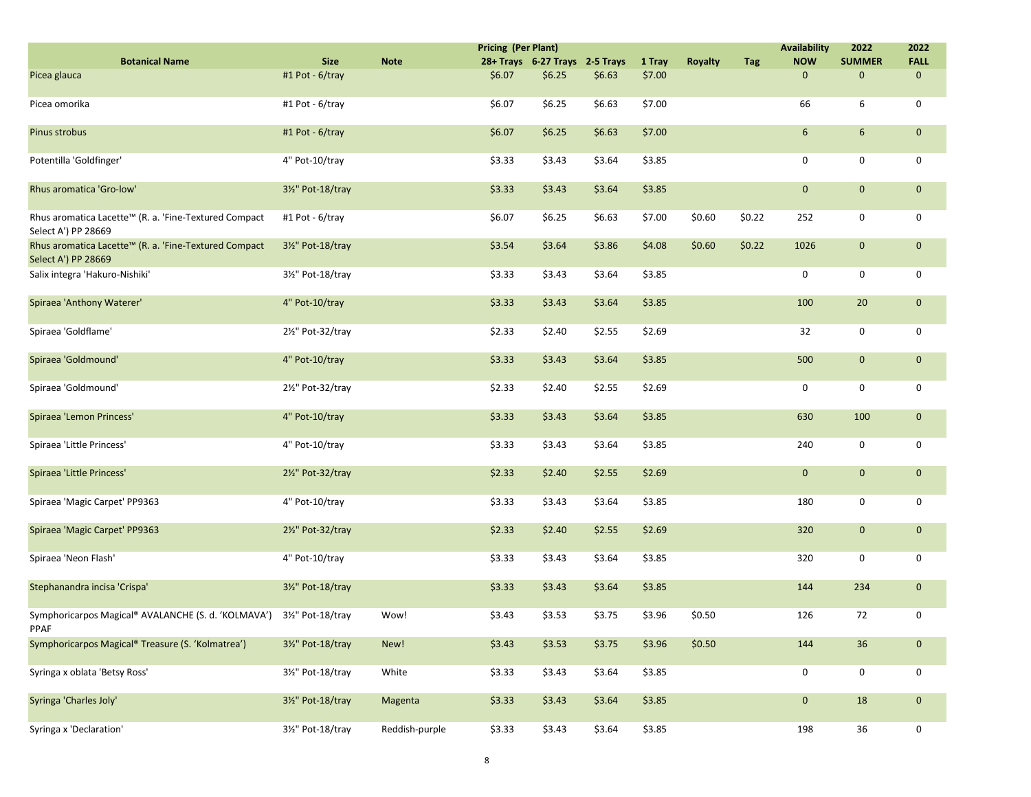| Botanical Name | Size | Note | Pricing (Per Plant) | | | | Royalty | Tag | Availability | 2022 | 2022 |
|---|---|---|---|---|---|---|---|---|---|---|---|
| | | | 28+ Trays | 6-27 Trays | 2-5 Trays | 1 Tray | | | NOW | SUMMER | FALL |
| Picea glauca | #1 Pot - 6/tray | | $6.07 | $6.25 | $6.63 | $7.00 | | | 0 | 0 | 0 |
| Picea omorika | #1 Pot - 6/tray | | $6.07 | $6.25 | $6.63 | $7.00 | | | 66 | 6 | 0 |
| Pinus strobus | #1 Pot - 6/tray | | $6.07 | $6.25 | $6.63 | $7.00 | | | 6 | 6 | 0 |
| Potentilla 'Goldfinger' | 4" Pot-10/tray | | $3.33 | $3.43 | $3.64 | $3.85 | | | 0 | 0 | 0 |
| Rhus aromatica 'Gro-low' | 3½" Pot-18/tray | | $3.33 | $3.43 | $3.64 | $3.85 | | | 0 | 0 | 0 |
| Rhus aromatica Lacette™ (R. a. 'Fine-Textured Compact Select A') PP 28669 | #1 Pot - 6/tray | | $6.07 | $6.25 | $6.63 | $7.00 | $0.60 | $0.22 | 252 | 0 | 0 |
| Rhus aromatica Lacette™ (R. a. 'Fine-Textured Compact Select A') PP 28669 | 3½" Pot-18/tray | | $3.54 | $3.64 | $3.86 | $4.08 | $0.60 | $0.22 | 1026 | 0 | 0 |
| Salix integra 'Hakuro-Nishiki' | 3½" Pot-18/tray | | $3.33 | $3.43 | $3.64 | $3.85 | | | 0 | 0 | 0 |
| Spiraea 'Anthony Waterer' | 4" Pot-10/tray | | $3.33 | $3.43 | $3.64 | $3.85 | | | 100 | 20 | 0 |
| Spiraea 'Goldflame' | 2½" Pot-32/tray | | $2.33 | $2.40 | $2.55 | $2.69 | | | 32 | 0 | 0 |
| Spiraea 'Goldmound' | 4" Pot-10/tray | | $3.33 | $3.43 | $3.64 | $3.85 | | | 500 | 0 | 0 |
| Spiraea 'Goldmound' | 2½" Pot-32/tray | | $2.33 | $2.40 | $2.55 | $2.69 | | | 0 | 0 | 0 |
| Spiraea 'Lemon Princess' | 4" Pot-10/tray | | $3.33 | $3.43 | $3.64 | $3.85 | | | 630 | 100 | 0 |
| Spiraea 'Little Princess' | 4" Pot-10/tray | | $3.33 | $3.43 | $3.64 | $3.85 | | | 240 | 0 | 0 |
| Spiraea 'Little Princess' | 2½" Pot-32/tray | | $2.33 | $2.40 | $2.55 | $2.69 | | | 0 | 0 | 0 |
| Spiraea 'Magic Carpet' PP9363 | 4" Pot-10/tray | | $3.33 | $3.43 | $3.64 | $3.85 | | | 180 | 0 | 0 |
| Spiraea 'Magic Carpet' PP9363 | 2½" Pot-32/tray | | $2.33 | $2.40 | $2.55 | $2.69 | | | 320 | 0 | 0 |
| Spiraea 'Neon Flash' | 4" Pot-10/tray | | $3.33 | $3.43 | $3.64 | $3.85 | | | 320 | 0 | 0 |
| Stephanandra incisa 'Crispa' | 3½" Pot-18/tray | | $3.33 | $3.43 | $3.64 | $3.85 | | | 144 | 234 | 0 |
| Symphoricarpos Magical® AVALANCHE (S. d. 'KOLMAVA') PPAF | 3½" Pot-18/tray | Wow! | $3.43 | $3.53 | $3.75 | $3.96 | $0.50 | | 126 | 72 | 0 |
| Symphoricarpos Magical® Treasure (S. 'Kolmatrea') | 3½" Pot-18/tray | New! | $3.43 | $3.53 | $3.75 | $3.96 | $0.50 | | 144 | 36 | 0 |
| Syringa x oblata 'Betsy Ross' | 3½" Pot-18/tray | White | $3.33 | $3.43 | $3.64 | $3.85 | | | 0 | 0 | 0 |
| Syringa 'Charles Joly' | 3½" Pot-18/tray | Magenta | $3.33 | $3.43 | $3.64 | $3.85 | | | 0 | 18 | 0 |
| Syringa x 'Declaration' | 3½" Pot-18/tray | Reddish-purple | $3.33 | $3.43 | $3.64 | $3.85 | | | 198 | 36 | 0 |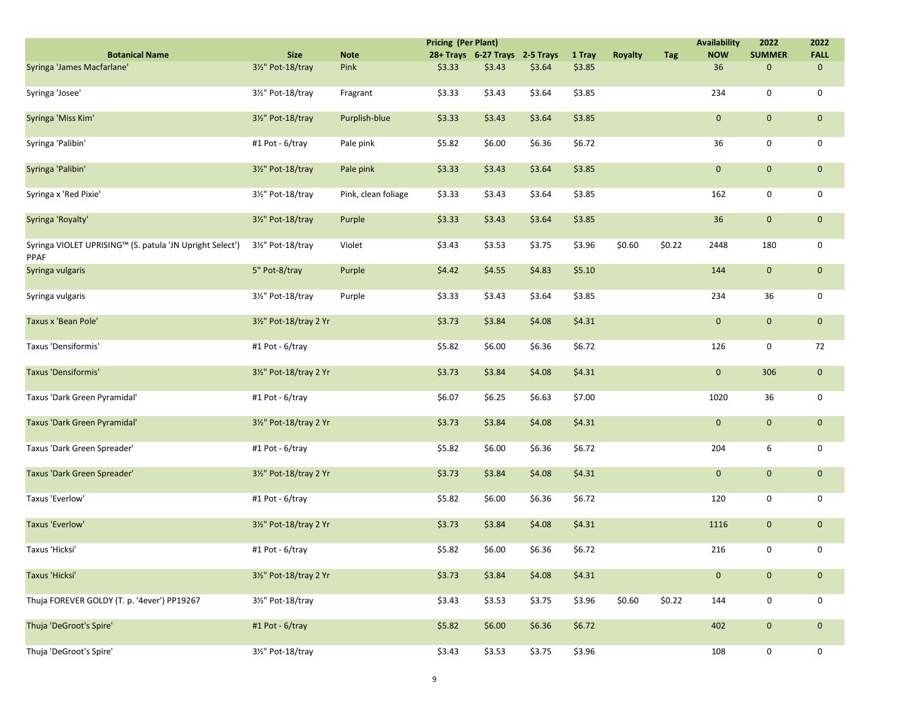| Botanical Name | Size | Note | Pricing (Per Plant) 28+ Trays | 6-27 Trays | 2-5 Trays | 1 Tray | Royalty | Tag | Availability NOW | 2022 SUMMER | 2022 FALL |
|---|---|---|---|---|---|---|---|---|---|---|---|
| Syringa 'James Macfarlane' | 3½" Pot-18/tray | Pink | $3.33 | $3.43 | $3.64 | $3.85 | | | 36 | 0 | 0 |
| Syringa 'Josee' | 3½" Pot-18/tray | Fragrant | $3.33 | $3.43 | $3.64 | $3.85 | | | 234 | 0 | 0 |
| Syringa 'Miss Kim' | 3½" Pot-18/tray | Purplish-blue | $3.33 | $3.43 | $3.64 | $3.85 | | | 0 | 0 | 0 |
| Syringa 'Palibin' | #1 Pot - 6/tray | Pale pink | $5.82 | $6.00 | $6.36 | $6.72 | | | 36 | 0 | 0 |
| Syringa 'Palibin' | 3½" Pot-18/tray | Pale pink | $3.33 | $3.43 | $3.64 | $3.85 | | | 0 | 0 | 0 |
| Syringa x 'Red Pixie' | 3½" Pot-18/tray | Pink, clean foliage | $3.33 | $3.43 | $3.64 | $3.85 | | | 162 | 0 | 0 |
| Syringa 'Royalty' | 3½" Pot-18/tray | Purple | $3.33 | $3.43 | $3.64 | $3.85 | | | 36 | 0 | 0 |
| Syringa VIOLET UPRISING™ (S. patula 'JN Upright Select') PPAF | 3½" Pot-18/tray | Violet | $3.43 | $3.53 | $3.75 | $3.96 | $0.60 | $0.22 | 2448 | 180 | 0 |
| Syringa vulgaris | 5" Pot-8/tray | Purple | $4.42 | $4.55 | $4.83 | $5.10 | | | 144 | 0 | 0 |
| Syringa vulgaris | 3½" Pot-18/tray | Purple | $3.33 | $3.43 | $3.64 | $3.85 | | | 234 | 36 | 0 |
| Taxus x 'Bean Pole' | 3½" Pot-18/tray 2 Yr | | $3.73 | $3.84 | $4.08 | $4.31 | | | 0 | 0 | 0 |
| Taxus 'Densiformis' | #1 Pot - 6/tray | | $5.82 | $6.00 | $6.36 | $6.72 | | | 126 | 0 | 72 |
| Taxus 'Densiformis' | 3½" Pot-18/tray 2 Yr | | $3.73 | $3.84 | $4.08 | $4.31 | | | 0 | 306 | 0 |
| Taxus 'Dark Green Pyramidal' | #1 Pot - 6/tray | | $6.07 | $6.25 | $6.63 | $7.00 | | | 1020 | 36 | 0 |
| Taxus 'Dark Green Pyramidal' | 3½" Pot-18/tray 2 Yr | | $3.73 | $3.84 | $4.08 | $4.31 | | | 0 | 0 | 0 |
| Taxus 'Dark Green Spreader' | #1 Pot - 6/tray | | $5.82 | $6.00 | $6.36 | $6.72 | | | 204 | 6 | 0 |
| Taxus 'Dark Green Spreader' | 3½" Pot-18/tray 2 Yr | | $3.73 | $3.84 | $4.08 | $4.31 | | | 0 | 0 | 0 |
| Taxus 'Everlow' | #1 Pot - 6/tray | | $5.82 | $6.00 | $6.36 | $6.72 | | | 120 | 0 | 0 |
| Taxus 'Everlow' | 3½" Pot-18/tray 2 Yr | | $3.73 | $3.84 | $4.08 | $4.31 | | | 1116 | 0 | 0 |
| Taxus 'Hicksi' | #1 Pot - 6/tray | | $5.82 | $6.00 | $6.36 | $6.72 | | | 216 | 0 | 0 |
| Taxus 'Hicksi' | 3½" Pot-18/tray 2 Yr | | $3.73 | $3.84 | $4.08 | $4.31 | | | 0 | 0 | 0 |
| Thuja FOREVER GOLDY (T. p. '4ever') PP19267 | 3½" Pot-18/tray | | $3.43 | $3.53 | $3.75 | $3.96 | $0.60 | $0.22 | 144 | 0 | 0 |
| Thuja 'DeGroot's Spire' | #1 Pot - 6/tray | | $5.82 | $6.00 | $6.36 | $6.72 | | | 402 | 0 | 0 |
| Thuja 'DeGroot's Spire' | 3½" Pot-18/tray | | $3.43 | $3.53 | $3.75 | $3.96 | | | 108 | 0 | 0 |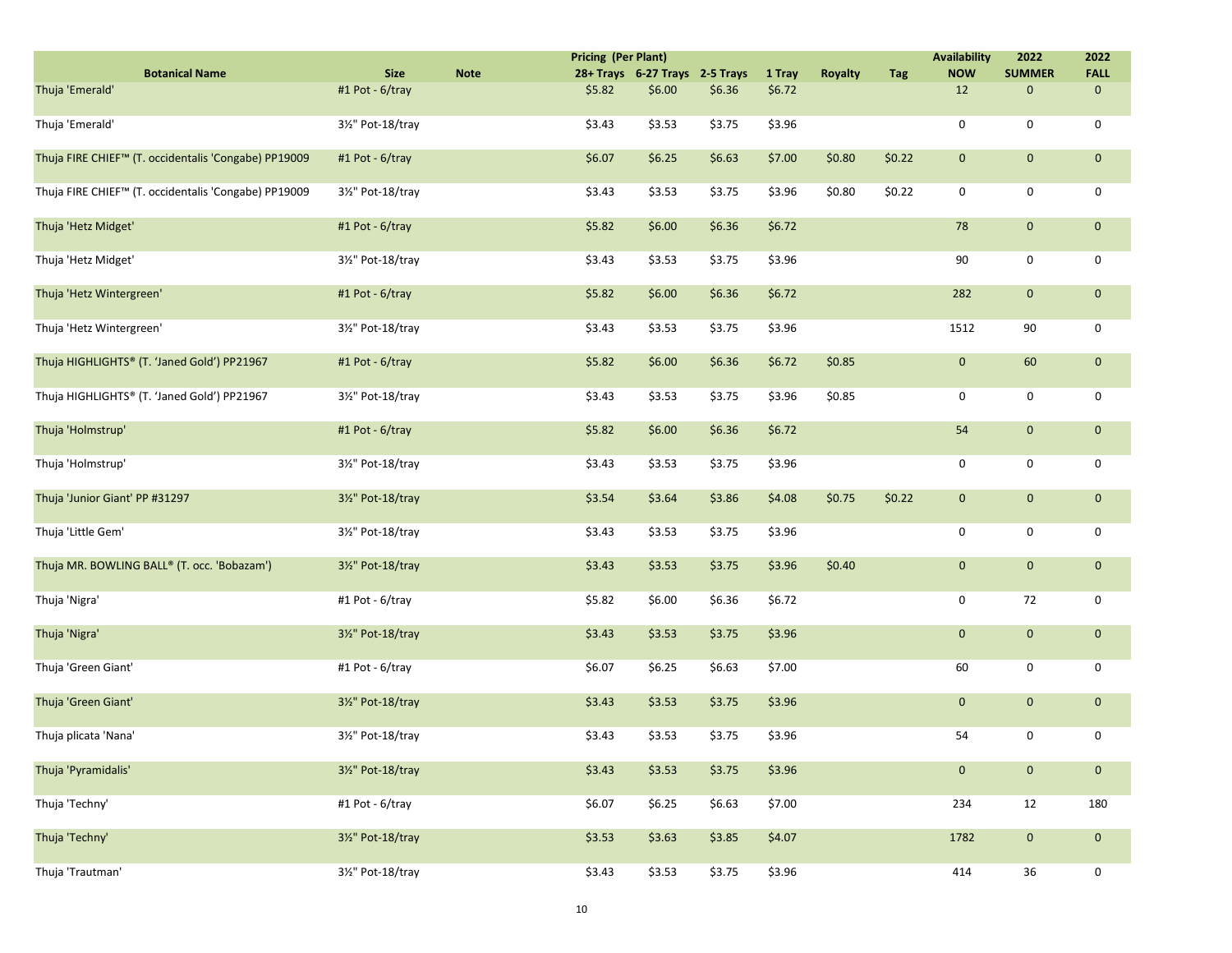| Botanical Name | Size | Note | Pricing (Per Plant) 28+ Trays | 6-27 Trays | 2-5 Trays | 1 Tray | Royalty | Tag | Availability NOW | 2022 SUMMER | 2022 FALL |
|---|---|---|---|---|---|---|---|---|---|---|---|
| Thuja 'Emerald' | #1 Pot - 6/tray | | $5.82 | $6.00 | $6.36 | $6.72 | | | 12 | 0 | 0 |
| Thuja 'Emerald' | 3½" Pot-18/tray | | $3.43 | $3.53 | $3.75 | $3.96 | | | 0 | 0 | 0 |
| Thuja FIRE CHIEF™ (T. occidentalis 'Congabe) PP19009 | #1 Pot - 6/tray | | $6.07 | $6.25 | $6.63 | $7.00 | $0.80 | $0.22 | 0 | 0 | 0 |
| Thuja FIRE CHIEF™ (T. occidentalis 'Congabe) PP19009 | 3½" Pot-18/tray | | $3.43 | $3.53 | $3.75 | $3.96 | $0.80 | $0.22 | 0 | 0 | 0 |
| Thuja 'Hetz Midget' | #1 Pot - 6/tray | | $5.82 | $6.00 | $6.36 | $6.72 | | | 78 | 0 | 0 |
| Thuja 'Hetz Midget' | 3½" Pot-18/tray | | $3.43 | $3.53 | $3.75 | $3.96 | | | 90 | 0 | 0 |
| Thuja 'Hetz Wintergreen' | #1 Pot - 6/tray | | $5.82 | $6.00 | $6.36 | $6.72 | | | 282 | 0 | 0 |
| Thuja 'Hetz Wintergreen' | 3½" Pot-18/tray | | $3.43 | $3.53 | $3.75 | $3.96 | | | 1512 | 90 | 0 |
| Thuja HIGHLIGHTS® (T. 'Janed Gold') PP21967 | #1 Pot - 6/tray | | $5.82 | $6.00 | $6.36 | $6.72 | $0.85 | | 0 | 60 | 0 |
| Thuja HIGHLIGHTS® (T. 'Janed Gold') PP21967 | 3½" Pot-18/tray | | $3.43 | $3.53 | $3.75 | $3.96 | $0.85 | | 0 | 0 | 0 |
| Thuja 'Holmstrup' | #1 Pot - 6/tray | | $5.82 | $6.00 | $6.36 | $6.72 | | | 54 | 0 | 0 |
| Thuja 'Holmstrup' | 3½" Pot-18/tray | | $3.43 | $3.53 | $3.75 | $3.96 | | | 0 | 0 | 0 |
| Thuja 'Junior Giant' PP #31297 | 3½" Pot-18/tray | | $3.54 | $3.64 | $3.86 | $4.08 | $0.75 | $0.22 | 0 | 0 | 0 |
| Thuja 'Little Gem' | 3½" Pot-18/tray | | $3.43 | $3.53 | $3.75 | $3.96 | | | 0 | 0 | 0 |
| Thuja MR. BOWLING BALL® (T. occ. 'Bobazam') | 3½" Pot-18/tray | | $3.43 | $3.53 | $3.75 | $3.96 | $0.40 | | 0 | 0 | 0 |
| Thuja 'Nigra' | #1 Pot - 6/tray | | $5.82 | $6.00 | $6.36 | $6.72 | | | 0 | 72 | 0 |
| Thuja 'Nigra' | 3½" Pot-18/tray | | $3.43 | $3.53 | $3.75 | $3.96 | | | 0 | 0 | 0 |
| Thuja 'Green Giant' | #1 Pot - 6/tray | | $6.07 | $6.25 | $6.63 | $7.00 | | | 60 | 0 | 0 |
| Thuja 'Green Giant' | 3½" Pot-18/tray | | $3.43 | $3.53 | $3.75 | $3.96 | | | 0 | 0 | 0 |
| Thuja plicata 'Nana' | 3½" Pot-18/tray | | $3.43 | $3.53 | $3.75 | $3.96 | | | 54 | 0 | 0 |
| Thuja 'Pyramidalis' | 3½" Pot-18/tray | | $3.43 | $3.53 | $3.75 | $3.96 | | | 0 | 0 | 0 |
| Thuja 'Techny' | #1 Pot - 6/tray | | $6.07 | $6.25 | $6.63 | $7.00 | | | 234 | 12 | 180 |
| Thuja 'Techny' | 3½" Pot-18/tray | | $3.53 | $3.63 | $3.85 | $4.07 | | | 1782 | 0 | 0 |
| Thuja 'Trautman' | 3½" Pot-18/tray | | $3.43 | $3.53 | $3.75 | $3.96 | | | 414 | 36 | 0 |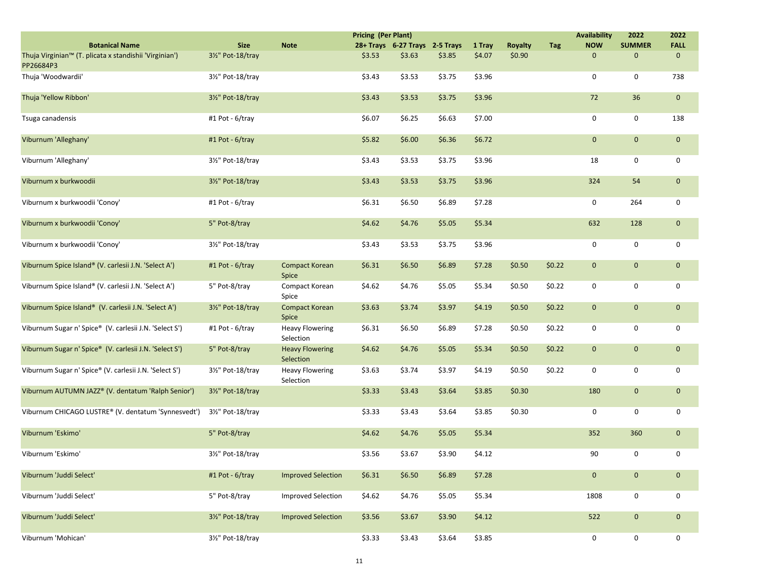| Botanical Name | Size | Note | Pricing (Per Plant) 28+ Trays | 6-27 Trays | 2-5 Trays | 1 Tray | Royalty | Tag | Availability NOW | 2022 SUMMER | 2022 FALL |
|---|---|---|---|---|---|---|---|---|---|---|---|
| Thuja Virginian™ (T. plicata x standishii 'Virginian') PP26684P3 | 3½" Pot-18/tray | | $3.53 | $3.63 | $3.85 | $4.07 | $0.90 | | 0 | 0 | 0 |
| Thuja 'Woodwardii' | 3½" Pot-18/tray | | $3.43 | $3.53 | $3.75 | $3.96 | | | 0 | 0 | 738 |
| Thuja 'Yellow Ribbon' | 3½" Pot-18/tray | | $3.43 | $3.53 | $3.75 | $3.96 | | | 72 | 36 | 0 |
| Tsuga canadensis | #1 Pot - 6/tray | | $6.07 | $6.25 | $6.63 | $7.00 | | | 0 | 0 | 138 |
| Viburnum 'Alleghany' | #1 Pot - 6/tray | | $5.82 | $6.00 | $6.36 | $6.72 | | | 0 | 0 | 0 |
| Viburnum 'Alleghany' | 3½" Pot-18/tray | | $3.43 | $3.53 | $3.75 | $3.96 | | | 18 | 0 | 0 |
| Viburnum x burkwoodii | 3½" Pot-18/tray | | $3.43 | $3.53 | $3.75 | $3.96 | | | 324 | 54 | 0 |
| Viburnum x burkwoodii 'Conoy' | #1 Pot - 6/tray | | $6.31 | $6.50 | $6.89 | $7.28 | | | 0 | 264 | 0 |
| Viburnum x burkwoodii 'Conoy' | 5" Pot-8/tray | | $4.62 | $4.76 | $5.05 | $5.34 | | | 632 | 128 | 0 |
| Viburnum x burkwoodii 'Conoy' | 3½" Pot-18/tray | | $3.43 | $3.53 | $3.75 | $3.96 | | | 0 | 0 | 0 |
| Viburnum Spice Island® (V. carlesii J.N. 'Select A') | #1 Pot - 6/tray | Compact Korean Spice | $6.31 | $6.50 | $6.89 | $7.28 | $0.50 | $0.22 | 0 | 0 | 0 |
| Viburnum Spice Island® (V. carlesii J.N. 'Select A') | 5" Pot-8/tray | Compact Korean Spice | $4.62 | $4.76 | $5.05 | $5.34 | $0.50 | $0.22 | 0 | 0 | 0 |
| Viburnum Spice Island® (V. carlesii J.N. 'Select A') | 3½" Pot-18/tray | Compact Korean Spice | $3.63 | $3.74 | $3.97 | $4.19 | $0.50 | $0.22 | 0 | 0 | 0 |
| Viburnum Sugar n' Spice® (V. carlesii J.N. 'Select S') | #1 Pot - 6/tray | Heavy Flowering Selection | $6.31 | $6.50 | $6.89 | $7.28 | $0.50 | $0.22 | 0 | 0 | 0 |
| Viburnum Sugar n' Spice® (V. carlesii J.N. 'Select S') | 5" Pot-8/tray | Heavy Flowering Selection | $4.62 | $4.76 | $5.05 | $5.34 | $0.50 | $0.22 | 0 | 0 | 0 |
| Viburnum Sugar n' Spice® (V. carlesii J.N. 'Select S') | 3½" Pot-18/tray | Heavy Flowering Selection | $3.63 | $3.74 | $3.97 | $4.19 | $0.50 | $0.22 | 0 | 0 | 0 |
| Viburnum AUTUMN JAZZ® (V. dentatum 'Ralph Senior') | 3½" Pot-18/tray | | $3.33 | $3.43 | $3.64 | $3.85 | $0.30 | | 180 | 0 | 0 |
| Viburnum CHICAGO LUSTRE® (V. dentatum 'Synnesvedt') | 3½" Pot-18/tray | | $3.33 | $3.43 | $3.64 | $3.85 | $0.30 | | 0 | 0 | 0 |
| Viburnum 'Eskimo' | 5" Pot-8/tray | | $4.62 | $4.76 | $5.05 | $5.34 | | | 352 | 360 | 0 |
| Viburnum 'Eskimo' | 3½" Pot-18/tray | | $3.56 | $3.67 | $3.90 | $4.12 | | | 90 | 0 | 0 |
| Viburnum 'Juddi Select' | #1 Pot - 6/tray | Improved Selection | $6.31 | $6.50 | $6.89 | $7.28 | | | 0 | 0 | 0 |
| Viburnum 'Juddi Select' | 5" Pot-8/tray | Improved Selection | $4.62 | $4.76 | $5.05 | $5.34 | | | 1808 | 0 | 0 |
| Viburnum 'Juddi Select' | 3½" Pot-18/tray | Improved Selection | $3.56 | $3.67 | $3.90 | $4.12 | | | 522 | 0 | 0 |
| Viburnum 'Mohican' | 3½" Pot-18/tray | | $3.33 | $3.43 | $3.64 | $3.85 | | | 0 | 0 | 0 |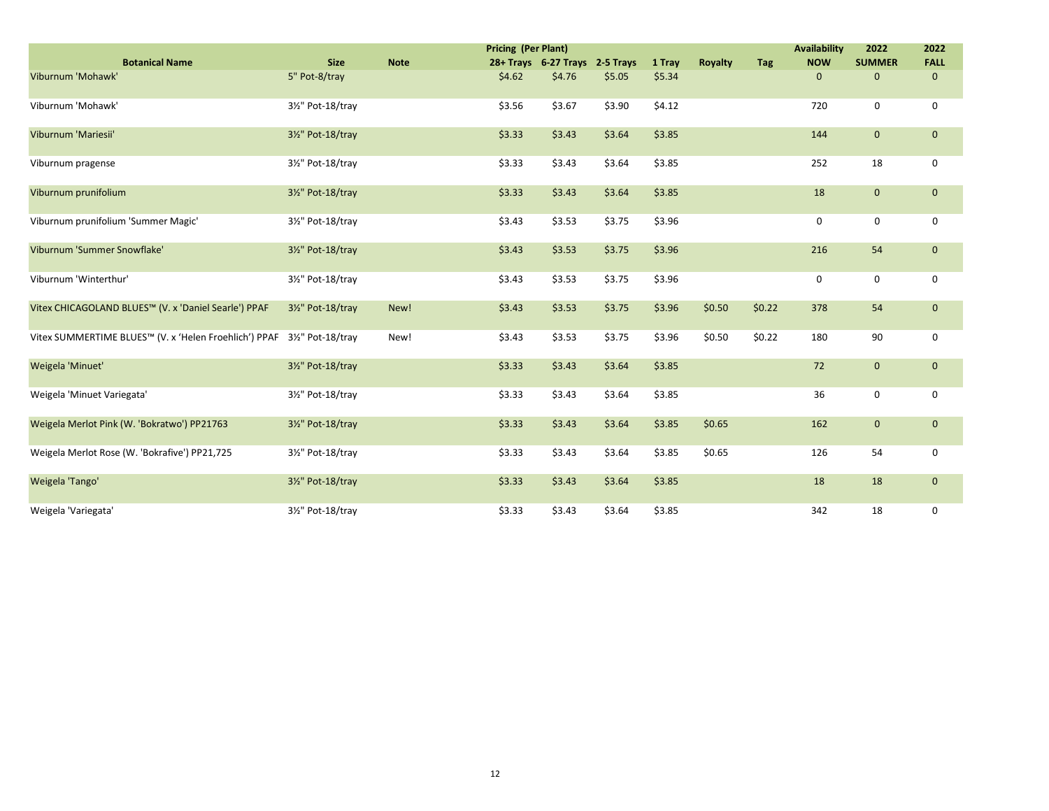| | | | Pricing (Per Plant) | | | | | | Availability | 2022 | 2022 |
|---|---|---|---|---|---|---|---|---|---|---|---|
| Botanical Name | Size | Note | 28+ Trays | 6-27 Trays | 2-5 Trays | 1 Tray | Royalty | Tag | NOW | SUMMER | FALL |
| Viburnum 'Mohawk' | 5" Pot-8/tray | | $4.62 | $4.76 | $5.05 | $5.34 | | | 0 | 0 | 0 |
| Viburnum 'Mohawk' | 3½" Pot-18/tray | | $3.56 | $3.67 | $3.90 | $4.12 | | | 720 | 0 | 0 |
| Viburnum 'Mariesii' | 3½" Pot-18/tray | | $3.33 | $3.43 | $3.64 | $3.85 | | | 144 | 0 | 0 |
| Viburnum pragense | 3½" Pot-18/tray | | $3.33 | $3.43 | $3.64 | $3.85 | | | 252 | 18 | 0 |
| Viburnum prunifolium | 3½" Pot-18/tray | | $3.33 | $3.43 | $3.64 | $3.85 | | | 18 | 0 | 0 |
| Viburnum prunifolium 'Summer Magic' | 3½" Pot-18/tray | | $3.43 | $3.53 | $3.75 | $3.96 | | | 0 | 0 | 0 |
| Viburnum 'Summer Snowflake' | 3½" Pot-18/tray | | $3.43 | $3.53 | $3.75 | $3.96 | | | 216 | 54 | 0 |
| Viburnum 'Winterthur' | 3½" Pot-18/tray | | $3.43 | $3.53 | $3.75 | $3.96 | | | 0 | 0 | 0 |
| Vitex CHICAGOLAND BLUES™ (V. x 'Daniel Searle') PPAF | 3½" Pot-18/tray | New! | $3.43 | $3.53 | $3.75 | $3.96 | $0.50 | $0.22 | 378 | 54 | 0 |
| Vitex SUMMERTIME BLUES™ (V. x 'Helen Froehlich') PPAF | 3½" Pot-18/tray | New! | $3.43 | $3.53 | $3.75 | $3.96 | $0.50 | $0.22 | 180 | 90 | 0 |
| Weigela 'Minuet' | 3½" Pot-18/tray | | $3.33 | $3.43 | $3.64 | $3.85 | | | 72 | 0 | 0 |
| Weigela 'Minuet Variegata' | 3½" Pot-18/tray | | $3.33 | $3.43 | $3.64 | $3.85 | | | 36 | 0 | 0 |
| Weigela Merlot Pink (W. 'Bokratwo') PP21763 | 3½" Pot-18/tray | | $3.33 | $3.43 | $3.64 | $3.85 | $0.65 | | 162 | 0 | 0 |
| Weigela Merlot Rose (W. 'Bokrafive') PP21,725 | 3½" Pot-18/tray | | $3.33 | $3.43 | $3.64 | $3.85 | $0.65 | | 126 | 54 | 0 |
| Weigela 'Tango' | 3½" Pot-18/tray | | $3.33 | $3.43 | $3.64 | $3.85 | | | 18 | 18 | 0 |
| Weigela 'Variegata' | 3½" Pot-18/tray | | $3.33 | $3.43 | $3.64 | $3.85 | | | 342 | 18 | 0 |